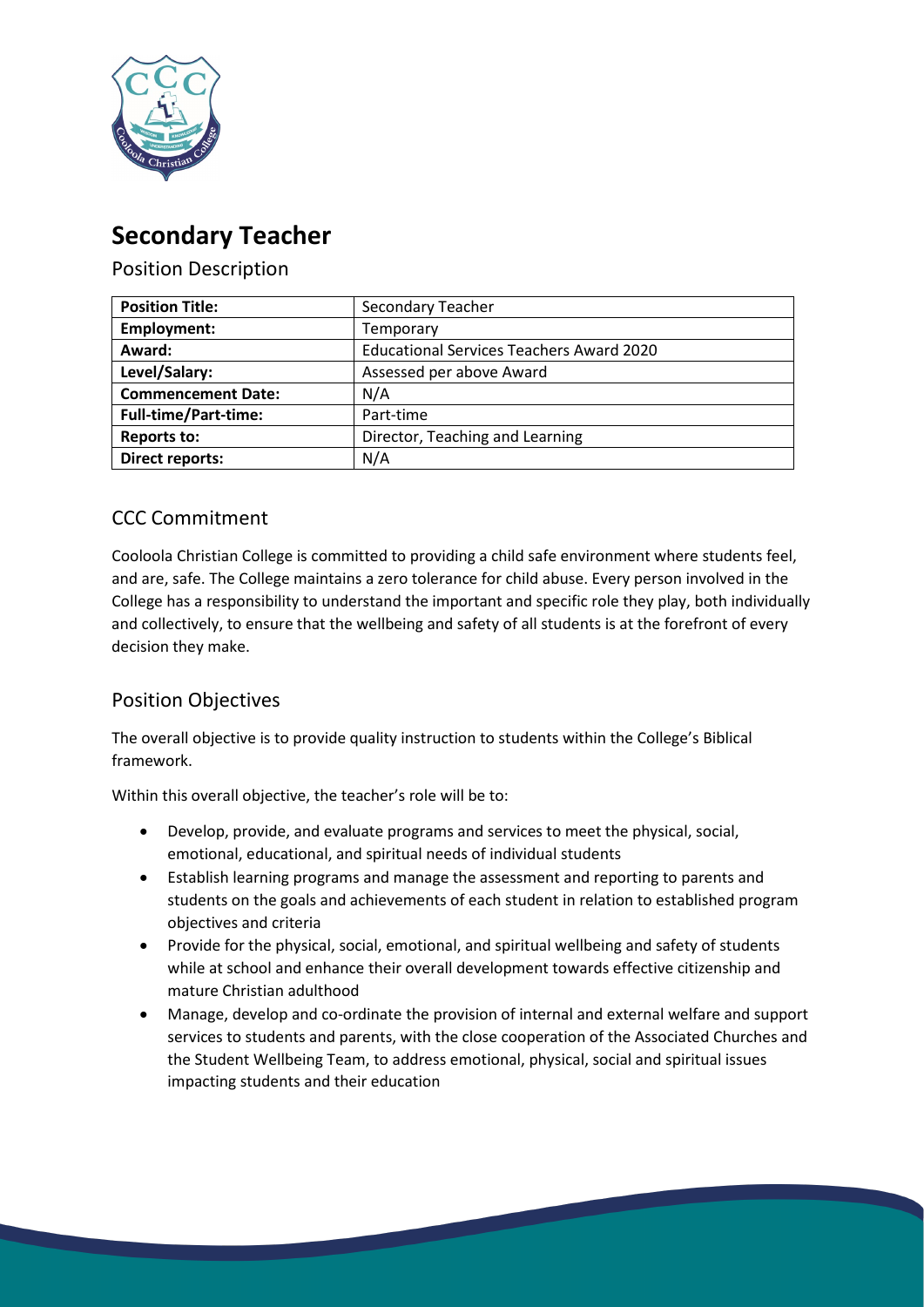# Secondary Teacher

## Position Description

| Position Title: | Secondary Teacher |
|---|---|
| Employment: | Temporary |
| Award: | Educational Services Teachers Award 2020 |
| Level/Salary: | Assessed per above Award |
| Commencement Date: | N/A |
| Full-time/Part-time: | Part-time |
| Reports to: | Director, Teaching and Learning |
| Direct reports: | N/A |

## CCC Commitment

Cooloola Christian College is committed to providing a child safe environment where students feel, and are, safe. The College maintains a zero tolerance for child abuse. Every person involved in the College has a responsibility to understand the important and specific role they play, both individually and collectively, to ensure that the wellbeing and safety of all students is at the forefront of every decision they make.

## Position Objectives

The overall objective is to provide quality instruction to students within the College's Biblical framework.

Within this overall objective, the teacher's role will be to:

- Develop, provide, and evaluate programs and services to meet the physical, social, emotional, educational, and spiritual needs of individual students
- Establish learning programs and manage the assessment and reporting to parents and students on the goals and achievements of each student in relation to established program objectives and criteria
- Provide for the physical, social, emotional, and spiritual wellbeing and safety of students while at school and enhance their overall development towards effective citizenship and mature Christian adulthood
- Manage, develop and co-ordinate the provision of internal and external welfare and support services to students and parents, with the close cooperation of the Associated Churches and the Student Wellbeing Team, to address emotional, physical, social and spiritual issues impacting students and their education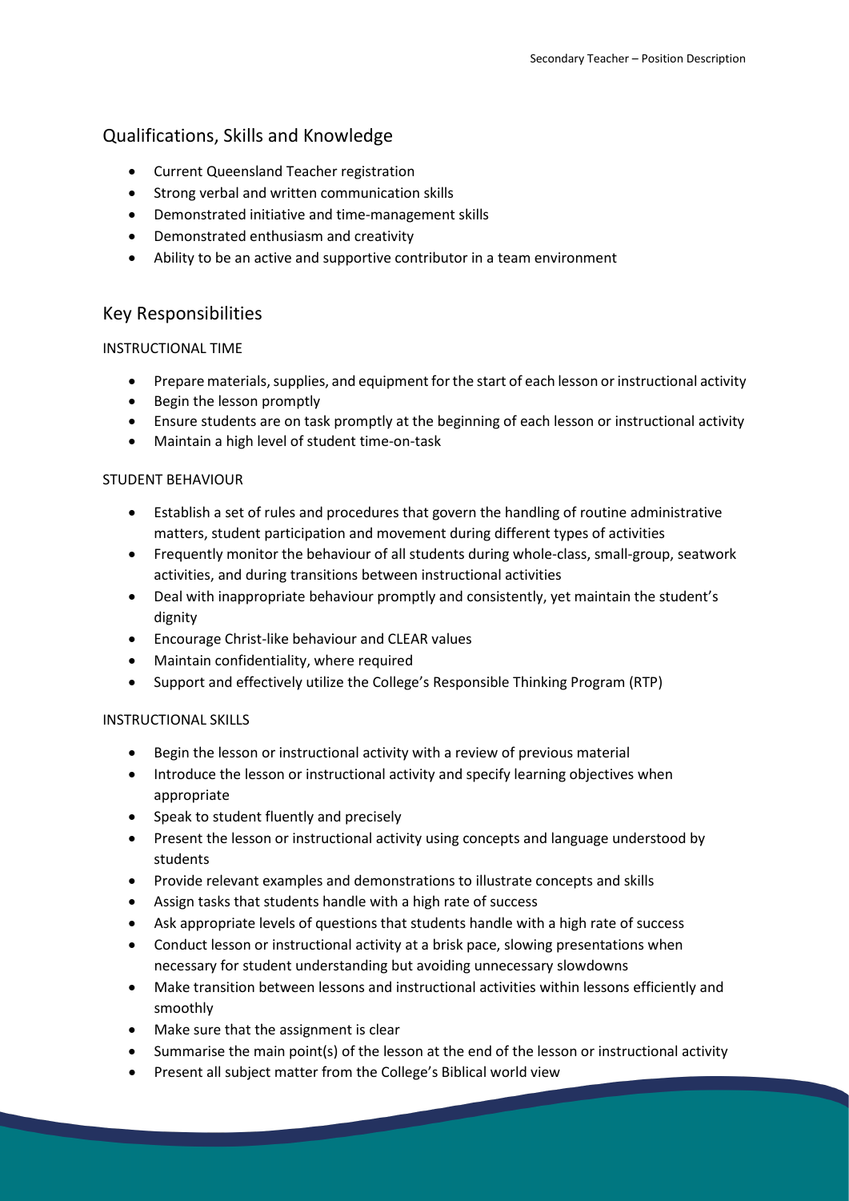## Qualifications, Skills and Knowledge

- Current Queensland Teacher registration
- Strong verbal and written communication skills
- Demonstrated initiative and time-management skills
- Demonstrated enthusiasm and creativity
- Ability to be an active and supportive contributor in a team environment

## Key Responsibilities

### INSTRUCTIONAL TIME

- Prepare materials, supplies, and equipment for the start of each lesson or instructional activity
- Begin the lesson promptly
- Ensure students are on task promptly at the beginning of each lesson or instructional activity
- Maintain a high level of student time-on-task

### STUDENT BEHAVIOUR

- Establish a set of rules and procedures that govern the handling of routine administrative matters, student participation and movement during different types of activities
- Frequently monitor the behaviour of all students during whole-class, small-group, seatwork activities, and during transitions between instructional activities
- Deal with inappropriate behaviour promptly and consistently, yet maintain the student's dignity
- Encourage Christ-like behaviour and CLEAR values
- Maintain confidentiality, where required
- Support and effectively utilize the College's Responsible Thinking Program (RTP)

### INSTRUCTIONAL SKILLS

- Begin the lesson or instructional activity with a review of previous material
- Introduce the lesson or instructional activity and specify learning objectives when appropriate
- Speak to student fluently and precisely
- Present the lesson or instructional activity using concepts and language understood by students
- Provide relevant examples and demonstrations to illustrate concepts and skills
- Assign tasks that students handle with a high rate of success
- Ask appropriate levels of questions that students handle with a high rate of success
- Conduct lesson or instructional activity at a brisk pace, slowing presentations when necessary for student understanding but avoiding unnecessary slowdowns
- Make transition between lessons and instructional activities within lessons efficiently and smoothly
- Make sure that the assignment is clear
- Summarise the main point(s) of the lesson at the end of the lesson or instructional activity
- Present all subject matter from the College's Biblical world view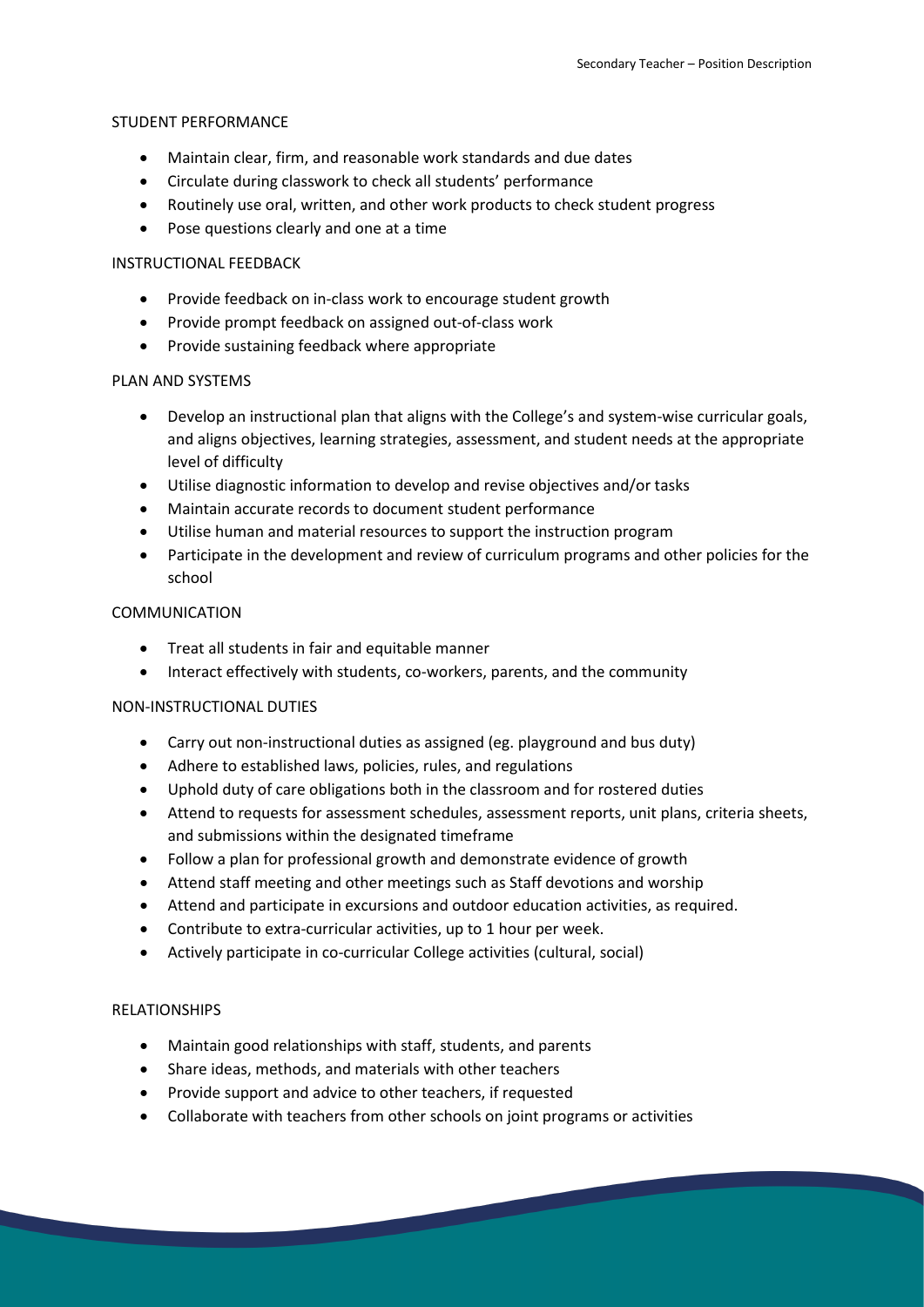STUDENT PERFORMANCE

- Maintain clear, firm, and reasonable work standards and due dates
- Circulate during classwork to check all students' performance
- Routinely use oral, written, and other work products to check student progress
- Pose questions clearly and one at a time

INSTRUCTIONAL FEEDBACK

- Provide feedback on in-class work to encourage student growth
- Provide prompt feedback on assigned out-of-class work
- Provide sustaining feedback where appropriate

PLAN AND SYSTEMS

- Develop an instructional plan that aligns with the College's and system-wise curricular goals, and aligns objectives, learning strategies, assessment, and student needs at the appropriate level of difficulty
- Utilise diagnostic information to develop and revise objectives and/or tasks
- Maintain accurate records to document student performance
- Utilise human and material resources to support the instruction program
- Participate in the development and review of curriculum programs and other policies for the school

COMMUNICATION

- Treat all students in fair and equitable manner
- Interact effectively with students, co-workers, parents, and the community

NON-INSTRUCTIONAL DUTIES

- Carry out non-instructional duties as assigned (eg. playground and bus duty)
- Adhere to established laws, policies, rules, and regulations
- Uphold duty of care obligations both in the classroom and for rostered duties
- Attend to requests for assessment schedules, assessment reports, unit plans, criteria sheets, and submissions within the designated timeframe
- Follow a plan for professional growth and demonstrate evidence of growth
- Attend staff meeting and other meetings such as Staff devotions and worship
- Attend and participate in excursions and outdoor education activities, as required.
- Contribute to extra-curricular activities, up to 1 hour per week.
- Actively participate in co-curricular College activities (cultural, social)

RELATIONSHIPS

- Maintain good relationships with staff, students, and parents
- Share ideas, methods, and materials with other teachers
- Provide support and advice to other teachers, if requested
- Collaborate with teachers from other schools on joint programs or activities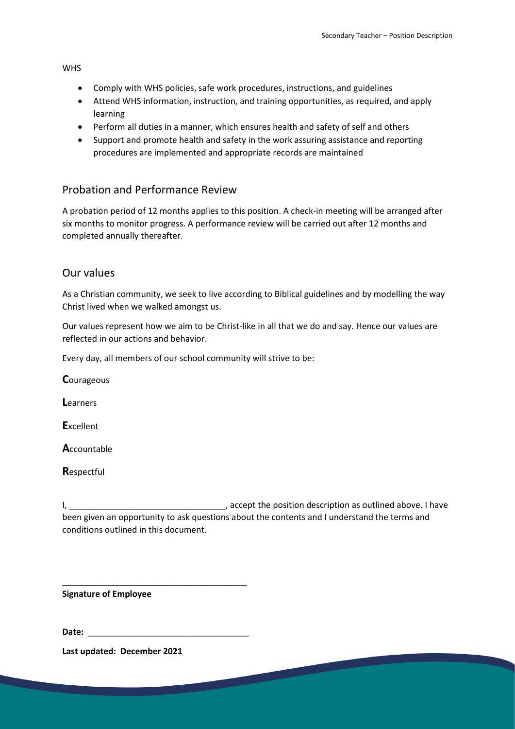WHS

- Comply with WHS policies, safe work procedures, instructions, and guidelines
- Attend WHS information, instruction, and training opportunities, as required, and apply learning
- Perform all duties in a manner, which ensures health and safety of self and others
- Support and promote health and safety in the work assuring assistance and reporting procedures are implemented and appropriate records are maintained

## Probation and Performance Review

A probation period of 12 months applies to this position. A check-in meeting will be arranged after six months to monitor progress. A performance review will be carried out after 12 months and completed annually thereafter.

## Our values

As a Christian community, we seek to live according to Biblical guidelines and by modelling the way Christ lived when we walked amongst us.

Our values represent how we aim to be Christ-like in all that we do and say. Hence our values are reflected in our actions and behavior.

Every day, all members of our school community will strive to be:

**C**ourageous

**L**earners

**E**xcellent

**A**ccountable

**R**espectful

I, ________________________________, accept the position description as outlined above. I have been given an opportunity to ask questions about the contents and I understand the terms and conditions outlined in this document.

________________________________________

**Signature of Employee**

**Date:** __________________________________

**Last updated: December 2021**